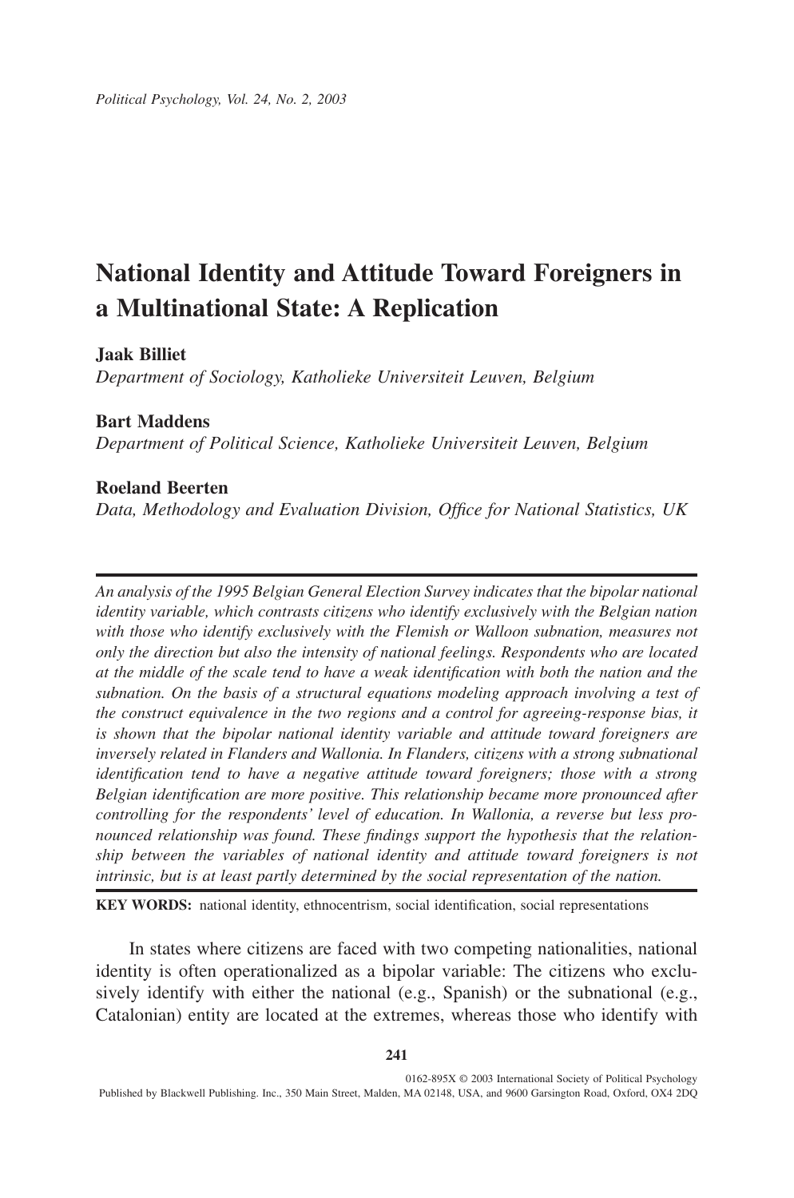# National Identity and Attitude Toward Foreigners in a Multinational State: A Replication

**Jaak Billiet**

*Department of Sociology, Katholieke Universiteit Leuven, Belgium*

**Bart Maddens**

*Department of Political Science, Katholieke Universiteit Leuven, Belgium*

**Roeland Beerten**

*Data, Methodology and Evaluation Division, Office for National Statistics, UK*

---

*An analysis of the 1995 Belgian General Election Survey indicates that the bipolar national identity variable, which contrasts citizens who identify exclusively with the Belgian nation with those who identify exclusively with the Flemish or Walloon subnation, measures not only the direction but also the intensity of national feelings. Respondents who are located at the middle of the scale tend to have a weak identification with both the nation and the subnation. On the basis of a structural equations modeling approach involving a test of the construct equivalence in the two regions and a control for agreeing-response bias, it is shown that the bipolar national identity variable and attitude toward foreigners are inversely related in Flanders and Wallonia. In Flanders, citizens with a strong subnational identification tend to have a negative attitude toward foreigners; those with a strong Belgian identification are more positive. This relationship became more pronounced after controlling for the respondents' level of education. In Wallonia, a reverse but less pronounced relationship was found. These findings support the hypothesis that the relationship between the variables of national identity and attitude toward foreigners is not intrinsic, but is at least partly determined by the social representation of the nation.*

---

**KEY WORDS:** national identity, ethnocentrism, social identification, social representations

In states where citizens are faced with two competing nationalities, national identity is often operationalized as a bipolar variable: The citizens who exclusively identify with either the national (e.g., Spanish) or the subnational (e.g., Catalonian) entity are located at the extremes, whereas those who identify with

0162-895X © 2003 International Society of Political Psychology

Published by Blackwell Publishing. Inc., 350 Main Street, Malden, MA 02148, USA, and 9600 Garsington Road, Oxford, OX4 2DQ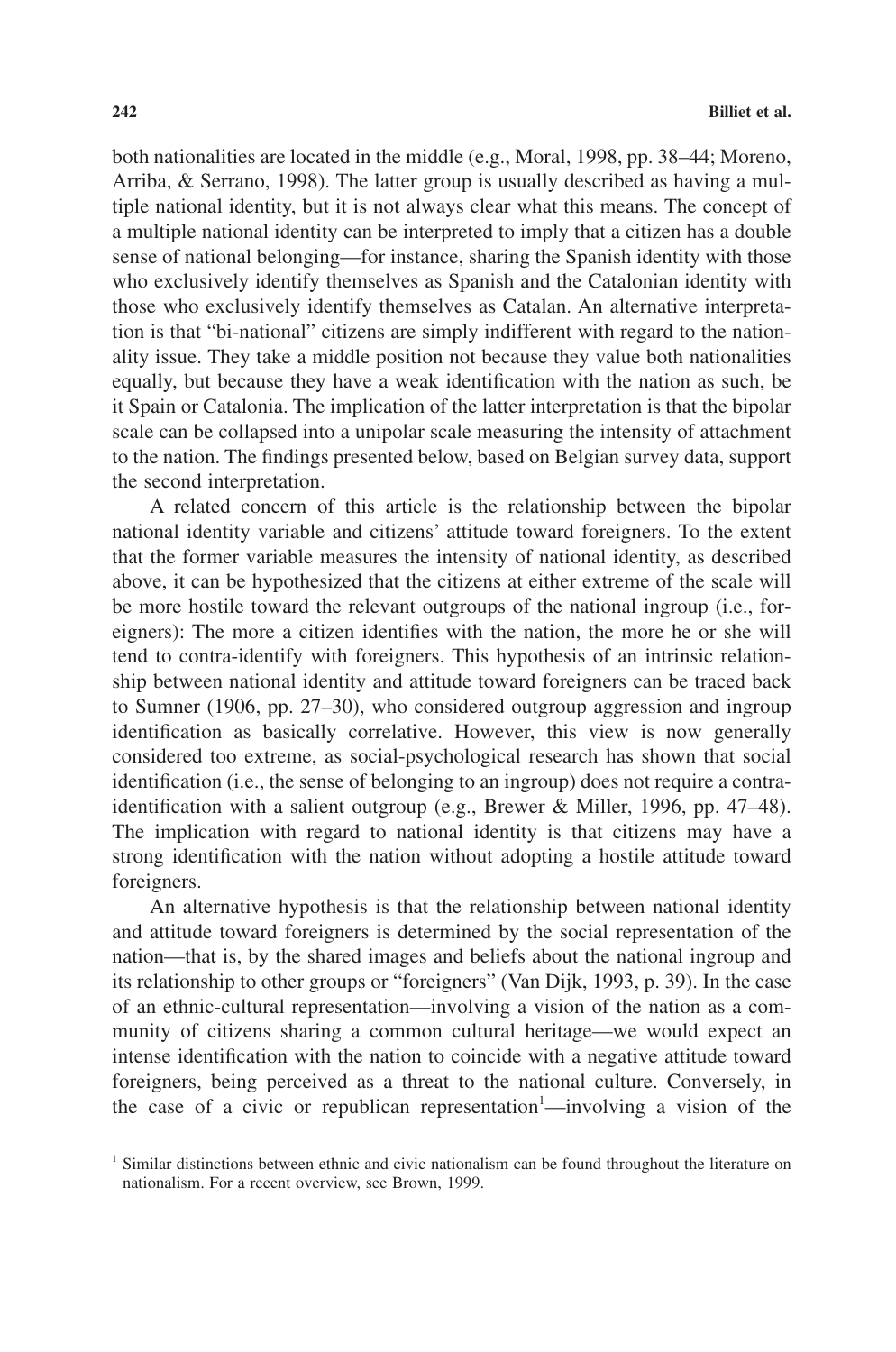both nationalities are located in the middle (e.g., Moral, 1998, pp. 38–44; Moreno, Arriba, & Serrano, 1998). The latter group is usually described as having a multiple national identity, but it is not always clear what this means. The concept of a multiple national identity can be interpreted to imply that a citizen has a double sense of national belonging—for instance, sharing the Spanish identity with those who exclusively identify themselves as Spanish and the Catalonian identity with those who exclusively identify themselves as Catalan. An alternative interpretation is that "bi-national" citizens are simply indifferent with regard to the nationality issue. They take a middle position not because they value both nationalities equally, but because they have a weak identification with the nation as such, be it Spain or Catalonia. The implication of the latter interpretation is that the bipolar scale can be collapsed into a unipolar scale measuring the intensity of attachment to the nation. The findings presented below, based on Belgian survey data, support the second interpretation.

A related concern of this article is the relationship between the bipolar national identity variable and citizens' attitude toward foreigners. To the extent that the former variable measures the intensity of national identity, as described above, it can be hypothesized that the citizens at either extreme of the scale will be more hostile toward the relevant outgroups of the national ingroup (i.e., foreigners): The more a citizen identifies with the nation, the more he or she will tend to contra-identify with foreigners. This hypothesis of an intrinsic relationship between national identity and attitude toward foreigners can be traced back to Sumner (1906, pp. 27–30), who considered outgroup aggression and ingroup identification as basically correlative. However, this view is now generally considered too extreme, as social-psychological research has shown that social identification (i.e., the sense of belonging to an ingroup) does not require a contra-identification with a salient outgroup (e.g., Brewer & Miller, 1996, pp. 47–48). The implication with regard to national identity is that citizens may have a strong identification with the nation without adopting a hostile attitude toward foreigners.

An alternative hypothesis is that the relationship between national identity and attitude toward foreigners is determined by the social representation of the nation—that is, by the shared images and beliefs about the national ingroup and its relationship to other groups or "foreigners" (Van Dijk, 1993, p. 39). In the case of an ethnic-cultural representation—involving a vision of the nation as a community of citizens sharing a common cultural heritage—we would expect an intense identification with the nation to coincide with a negative attitude toward foreigners, being perceived as a threat to the national culture. Conversely, in the case of a civic or republican representation[1]—involving a vision of the

[1] Similar distinctions between ethnic and civic nationalism can be found throughout the literature on nationalism. For a recent overview, see Brown, 1999.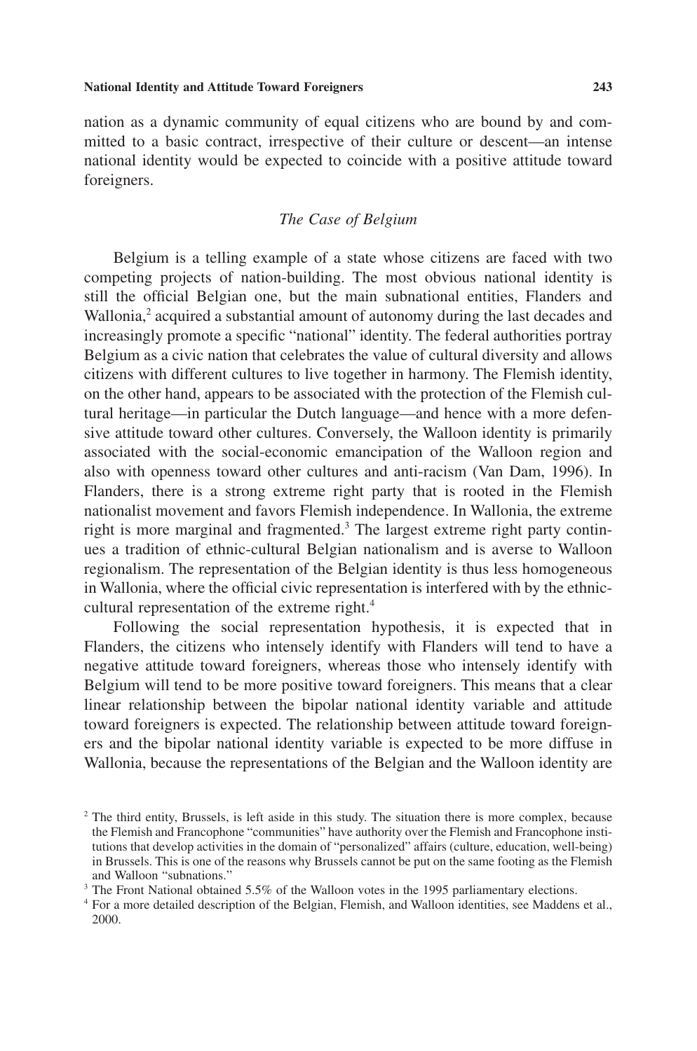nation as a dynamic community of equal citizens who are bound by and committed to a basic contract, irrespective of their culture or descent—an intense national identity would be expected to coincide with a positive attitude toward foreigners.

### *The Case of Belgium*

Belgium is a telling example of a state whose citizens are faced with two competing projects of nation-building. The most obvious national identity is still the official Belgian one, but the main subnational entities, Flanders and Wallonia,[2] acquired a substantial amount of autonomy during the last decades and increasingly promote a specific "national" identity. The federal authorities portray Belgium as a civic nation that celebrates the value of cultural diversity and allows citizens with different cultures to live together in harmony. The Flemish identity, on the other hand, appears to be associated with the protection of the Flemish cultural heritage—in particular the Dutch language—and hence with a more defensive attitude toward other cultures. Conversely, the Walloon identity is primarily associated with the social-economic emancipation of the Walloon region and also with openness toward other cultures and anti-racism (Van Dam, 1996). In Flanders, there is a strong extreme right party that is rooted in the Flemish nationalist movement and favors Flemish independence. In Wallonia, the extreme right is more marginal and fragmented.[3] The largest extreme right party continues a tradition of ethnic-cultural Belgian nationalism and is averse to Walloon regionalism. The representation of the Belgian identity is thus less homogeneous in Wallonia, where the official civic representation is interfered with by the ethnic-cultural representation of the extreme right.[4]

Following the social representation hypothesis, it is expected that in Flanders, the citizens who intensely identify with Flanders will tend to have a negative attitude toward foreigners, whereas those who intensely identify with Belgium will tend to be more positive toward foreigners. This means that a clear linear relationship between the bipolar national identity variable and attitude toward foreigners is expected. The relationship between attitude toward foreigners and the bipolar national identity variable is expected to be more diffuse in Wallonia, because the representations of the Belgian and the Walloon identity are

[2] The third entity, Brussels, is left aside in this study. The situation there is more complex, because the Flemish and Francophone "communities" have authority over the Flemish and Francophone institutions that develop activities in the domain of "personalized" affairs (culture, education, well-being) in Brussels. This is one of the reasons why Brussels cannot be put on the same footing as the Flemish and Walloon "subnations."

[3] The Front National obtained 5.5% of the Walloon votes in the 1995 parliamentary elections.

[4] For a more detailed description of the Belgian, Flemish, and Walloon identities, see Maddens et al., 2000.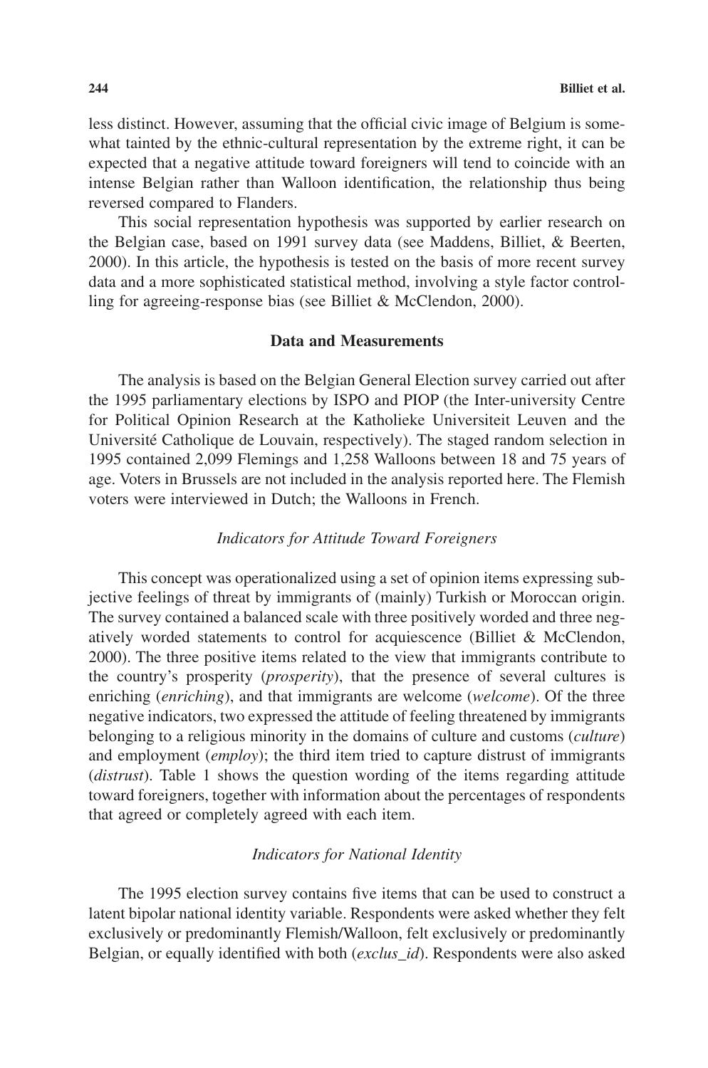less distinct. However, assuming that the official civic image of Belgium is somewhat tainted by the ethnic-cultural representation by the extreme right, it can be expected that a negative attitude toward foreigners will tend to coincide with an intense Belgian rather than Walloon identification, the relationship thus being reversed compared to Flanders.

This social representation hypothesis was supported by earlier research on the Belgian case, based on 1991 survey data (see Maddens, Billiet, & Beerten, 2000). In this article, the hypothesis is tested on the basis of more recent survey data and a more sophisticated statistical method, involving a style factor controlling for agreeing-response bias (see Billiet & McClendon, 2000).

## Data and Measurements

The analysis is based on the Belgian General Election survey carried out after the 1995 parliamentary elections by ISPO and PIOP (the Inter-university Centre for Political Opinion Research at the Katholieke Universiteit Leuven and the Université Catholique de Louvain, respectively). The staged random selection in 1995 contained 2,099 Flemings and 1,258 Walloons between 18 and 75 years of age. Voters in Brussels are not included in the analysis reported here. The Flemish voters were interviewed in Dutch; the Walloons in French.

### *Indicators for Attitude Toward Foreigners*

This concept was operationalized using a set of opinion items expressing subjective feelings of threat by immigrants of (mainly) Turkish or Moroccan origin. The survey contained a balanced scale with three positively worded and three negatively worded statements to control for acquiescence (Billiet & McClendon, 2000). The three positive items related to the view that immigrants contribute to the country's prosperity (*prosperity*), that the presence of several cultures is enriching (*enriching*), and that immigrants are welcome (*welcome*). Of the three negative indicators, two expressed the attitude of feeling threatened by immigrants belonging to a religious minority in the domains of culture and customs (*culture*) and employment (*employ*); the third item tried to capture distrust of immigrants (*distrust*). Table 1 shows the question wording of the items regarding attitude toward foreigners, together with information about the percentages of respondents that agreed or completely agreed with each item.

### *Indicators for National Identity*

The 1995 election survey contains five items that can be used to construct a latent bipolar national identity variable. Respondents were asked whether they felt exclusively or predominantly Flemish/Walloon, felt exclusively or predominantly Belgian, or equally identified with both (*exclus_id*). Respondents were also asked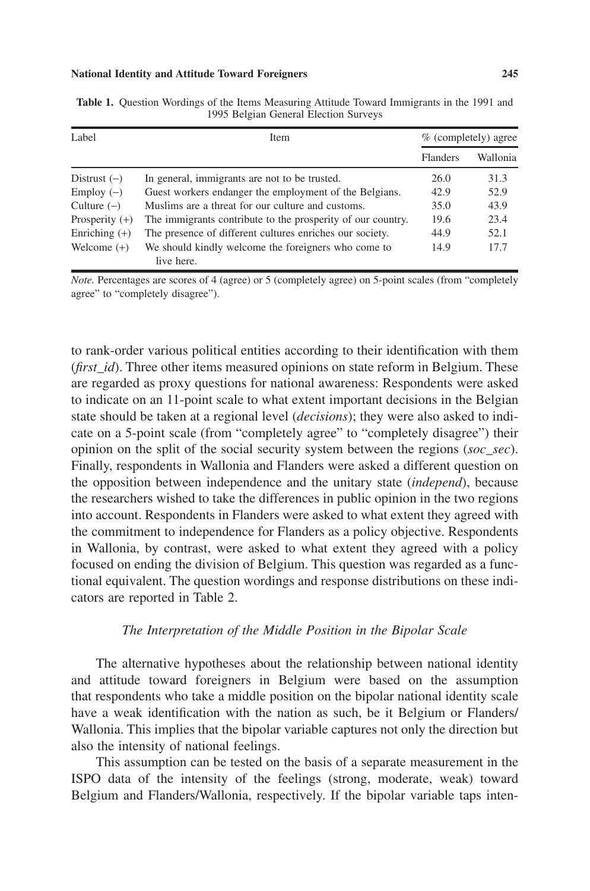**Table 1.** Question Wordings of the Items Measuring Attitude Toward Immigrants in the 1991 and 1995 Belgian General Election Surveys

| Label | Item | % (completely) agree | |
|---|---|---|---|
| | | Flanders | Wallonia |
| Distrust (−) | In general, immigrants are not to be trusted. | 26.0 | 31.3 |
| Employ (−) | Guest workers endanger the employment of the Belgians. | 42.9 | 52.9 |
| Culture (−) | Muslims are a threat for our culture and customs. | 35.0 | 43.9 |
| Prosperity (+) | The immigrants contribute to the prosperity of our country. | 19.6 | 23.4 |
| Enriching (+) | The presence of different cultures enriches our society. | 44.9 | 52.1 |
| Welcome (+) | We should kindly welcome the foreigners who come to live here. | 14.9 | 17.7 |

*Note.* Percentages are scores of 4 (agree) or 5 (completely agree) on 5-point scales (from "completely agree" to "completely disagree").

to rank-order various political entities according to their identification with them (*first_id*). Three other items measured opinions on state reform in Belgium. These are regarded as proxy questions for national awareness: Respondents were asked to indicate on an 11-point scale to what extent important decisions in the Belgian state should be taken at a regional level (*decisions*); they were also asked to indicate on a 5-point scale (from "completely agree" to "completely disagree") their opinion on the split of the social security system between the regions (*soc_sec*). Finally, respondents in Wallonia and Flanders were asked a different question on the opposition between independence and the unitary state (*independ*), because the researchers wished to take the differences in public opinion in the two regions into account. Respondents in Flanders were asked to what extent they agreed with the commitment to independence for Flanders as a policy objective. Respondents in Wallonia, by contrast, were asked to what extent they agreed with a policy focused on ending the division of Belgium. This question was regarded as a functional equivalent. The question wordings and response distributions on these indicators are reported in Table 2.

### *The Interpretation of the Middle Position in the Bipolar Scale*

The alternative hypotheses about the relationship between national identity and attitude toward foreigners in Belgium were based on the assumption that respondents who take a middle position on the bipolar national identity scale have a weak identification with the nation as such, be it Belgium or Flanders/Wallonia. This implies that the bipolar variable captures not only the direction but also the intensity of national feelings.

This assumption can be tested on the basis of a separate measurement in the ISPO data of the intensity of the feelings (strong, moderate, weak) toward Belgium and Flanders/Wallonia, respectively. If the bipolar variable taps inten-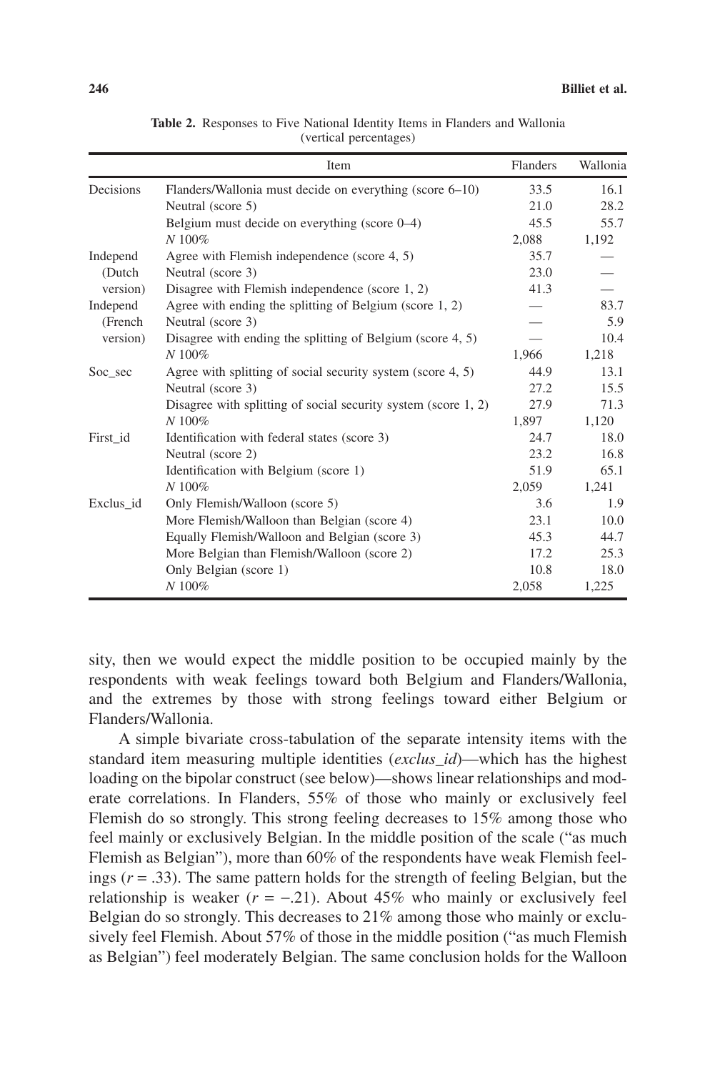**Table 2.** Responses to Five National Identity Items in Flanders and Wallonia (vertical percentages)

| | Item | Flanders | Wallonia |
|---|---|---|---|
| Decisions | Flanders/Wallonia must decide on everything (score 6–10) | 33.5 | 16.1 |
| | Neutral (score 5) | 21.0 | 28.2 |
| | Belgium must decide on everything (score 0–4) | 45.5 | 55.7 |
| | *N* 100% | 2,088 | 1,192 |
| Independ | Agree with Flemish independence (score 4, 5) | 35.7 | — |
| (Dutch | Neutral (score 3) | 23.0 | — |
| version) | Disagree with Flemish independence (score 1, 2) | 41.3 | — |
| Independ | Agree with ending the splitting of Belgium (score 1, 2) | — | 83.7 |
| (French | Neutral (score 3) | — | 5.9 |
| version) | Disagree with ending the splitting of Belgium (score 4, 5) | — | 10.4 |
| | *N* 100% | 1,966 | 1,218 |
| Soc_sec | Agree with splitting of social security system (score 4, 5) | 44.9 | 13.1 |
| | Neutral (score 3) | 27.2 | 15.5 |
| | Disagree with splitting of social security system (score 1, 2) | 27.9 | 71.3 |
| | *N* 100% | 1,897 | 1,120 |
| First_id | Identification with federal states (score 3) | 24.7 | 18.0 |
| | Neutral (score 2) | 23.2 | 16.8 |
| | Identification with Belgium (score 1) | 51.9 | 65.1 |
| | *N* 100% | 2,059 | 1,241 |
| Exclus_id | Only Flemish/Walloon (score 5) | 3.6 | 1.9 |
| | More Flemish/Walloon than Belgian (score 4) | 23.1 | 10.0 |
| | Equally Flemish/Walloon and Belgian (score 3) | 45.3 | 44.7 |
| | More Belgian than Flemish/Walloon (score 2) | 17.2 | 25.3 |
| | Only Belgian (score 1) | 10.8 | 18.0 |
| | *N* 100% | 2,058 | 1,225 |

sity, then we would expect the middle position to be occupied mainly by the respondents with weak feelings toward both Belgium and Flanders/Wallonia, and the extremes by those with strong feelings toward either Belgium or Flanders/Wallonia.

A simple bivariate cross-tabulation of the separate intensity items with the standard item measuring multiple identities (*exclus_id*)—which has the highest loading on the bipolar construct (see below)—shows linear relationships and moderate correlations. In Flanders, 55% of those who mainly or exclusively feel Flemish do so strongly. This strong feeling decreases to 15% among those who feel mainly or exclusively Belgian. In the middle position of the scale ("as much Flemish as Belgian"), more than 60% of the respondents have weak Flemish feelings ($r = .33$). The same pattern holds for the strength of feeling Belgian, but the relationship is weaker ($r = -.21$). About 45% who mainly or exclusively feel Belgian do so strongly. This decreases to 21% among those who mainly or exclusively feel Flemish. About 57% of those in the middle position ("as much Flemish as Belgian") feel moderately Belgian. The same conclusion holds for the Walloon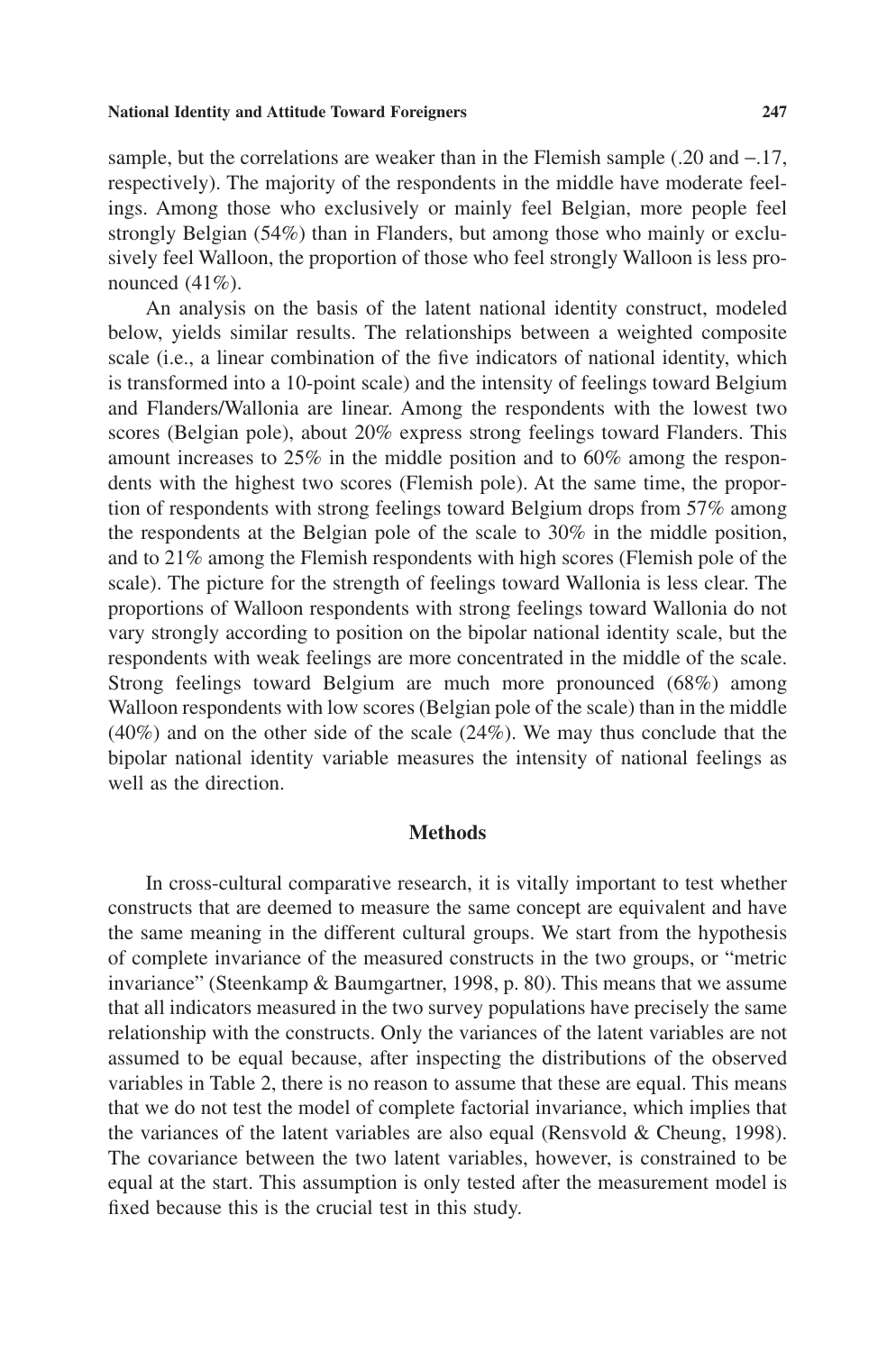sample, but the correlations are weaker than in the Flemish sample (.20 and −.17, respectively). The majority of the respondents in the middle have moderate feelings. Among those who exclusively or mainly feel Belgian, more people feel strongly Belgian (54%) than in Flanders, but among those who mainly or exclusively feel Walloon, the proportion of those who feel strongly Walloon is less pronounced (41%).

An analysis on the basis of the latent national identity construct, modeled below, yields similar results. The relationships between a weighted composite scale (i.e., a linear combination of the five indicators of national identity, which is transformed into a 10-point scale) and the intensity of feelings toward Belgium and Flanders/Wallonia are linear. Among the respondents with the lowest two scores (Belgian pole), about 20% express strong feelings toward Flanders. This amount increases to 25% in the middle position and to 60% among the respondents with the highest two scores (Flemish pole). At the same time, the proportion of respondents with strong feelings toward Belgium drops from 57% among the respondents at the Belgian pole of the scale to 30% in the middle position, and to 21% among the Flemish respondents with high scores (Flemish pole of the scale). The picture for the strength of feelings toward Wallonia is less clear. The proportions of Walloon respondents with strong feelings toward Wallonia do not vary strongly according to position on the bipolar national identity scale, but the respondents with weak feelings are more concentrated in the middle of the scale. Strong feelings toward Belgium are much more pronounced (68%) among Walloon respondents with low scores (Belgian pole of the scale) than in the middle (40%) and on the other side of the scale (24%). We may thus conclude that the bipolar national identity variable measures the intensity of national feelings as well as the direction.

## Methods

In cross-cultural comparative research, it is vitally important to test whether constructs that are deemed to measure the same concept are equivalent and have the same meaning in the different cultural groups. We start from the hypothesis of complete invariance of the measured constructs in the two groups, or "metric invariance" (Steenkamp & Baumgartner, 1998, p. 80). This means that we assume that all indicators measured in the two survey populations have precisely the same relationship with the constructs. Only the variances of the latent variables are not assumed to be equal because, after inspecting the distributions of the observed variables in Table 2, there is no reason to assume that these are equal. This means that we do not test the model of complete factorial invariance, which implies that the variances of the latent variables are also equal (Rensvold & Cheung, 1998). The covariance between the two latent variables, however, is constrained to be equal at the start. This assumption is only tested after the measurement model is fixed because this is the crucial test in this study.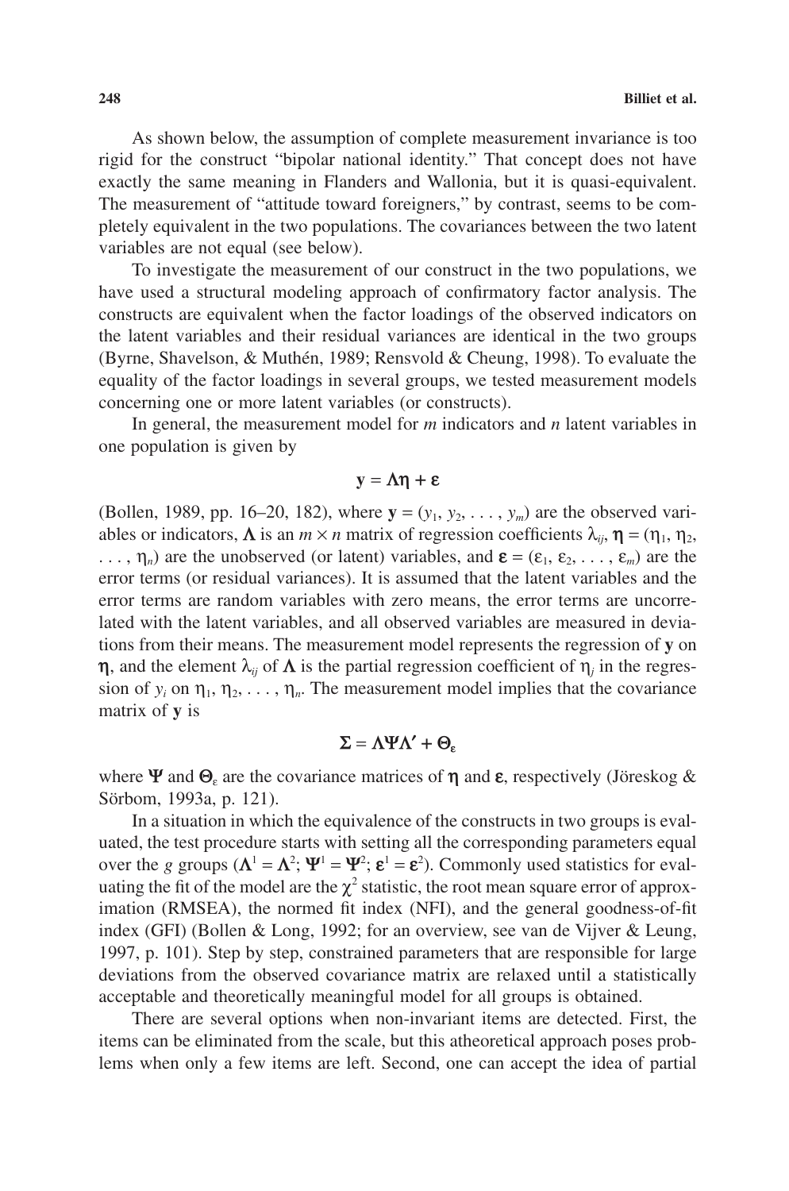As shown below, the assumption of complete measurement invariance is too rigid for the construct "bipolar national identity." That concept does not have exactly the same meaning in Flanders and Wallonia, but it is quasi-equivalent. The measurement of "attitude toward foreigners," by contrast, seems to be completely equivalent in the two populations. The covariances between the two latent variables are not equal (see below).

To investigate the measurement of our construct in the two populations, we have used a structural modeling approach of confirmatory factor analysis. The constructs are equivalent when the factor loadings of the observed indicators on the latent variables and their residual variances are identical in the two groups (Byrne, Shavelson, & Muthén, 1989; Rensvold & Cheung, 1998). To evaluate the equality of the factor loadings in several groups, we tested measurement models concerning one or more latent variables (or constructs).

In general, the measurement model for $m$ indicators and $n$ latent variables in one population is given by

$$\mathbf{y} = \boldsymbol{\Lambda}\boldsymbol{\eta} + \boldsymbol{\varepsilon}$$

(Bollen, 1989, pp. 16–20, 182), where $\mathbf{y} = (y_1, y_2, \ldots, y_m)$ are the observed variables or indicators, $\boldsymbol{\Lambda}$ is an $m \times n$ matrix of regression coefficients $\lambda_{ij}$, $\boldsymbol{\eta} = (\eta_1, \eta_2, \ldots, \eta_n)$ are the unobserved (or latent) variables, and $\boldsymbol{\varepsilon} = (\varepsilon_1, \varepsilon_2, \ldots, \varepsilon_m)$ are the error terms (or residual variances). It is assumed that the latent variables and the error terms are random variables with zero means, the error terms are uncorrelated with the latent variables, and all observed variables are measured in deviations from their means. The measurement model represents the regression of $\mathbf{y}$ on $\boldsymbol{\eta}$, and the element $\lambda_{ij}$ of $\boldsymbol{\Lambda}$ is the partial regression coefficient of $\eta_j$ in the regression of $y_i$ on $\eta_1, \eta_2, \ldots, \eta_n$. The measurement model implies that the covariance matrix of $\mathbf{y}$ is

$$\boldsymbol{\Sigma} = \boldsymbol{\Lambda}\boldsymbol{\Psi}\boldsymbol{\Lambda}' + \boldsymbol{\Theta}_\varepsilon$$

where $\boldsymbol{\Psi}$ and $\boldsymbol{\Theta}_\varepsilon$ are the covariance matrices of $\boldsymbol{\eta}$ and $\boldsymbol{\varepsilon}$, respectively (Jöreskog & Sörbom, 1993a, p. 121).

In a situation in which the equivalence of the constructs in two groups is evaluated, the test procedure starts with setting all the corresponding parameters equal over the $g$ groups ($\boldsymbol{\Lambda}^1 = \boldsymbol{\Lambda}^2$; $\boldsymbol{\Psi}^1 = \boldsymbol{\Psi}^2$; $\boldsymbol{\varepsilon}^1 = \boldsymbol{\varepsilon}^2$). Commonly used statistics for evaluating the fit of the model are the $\chi^2$ statistic, the root mean square error of approximation (RMSEA), the normed fit index (NFI), and the general goodness-of-fit index (GFI) (Bollen & Long, 1992; for an overview, see van de Vijver & Leung, 1997, p. 101). Step by step, constrained parameters that are responsible for large deviations from the observed covariance matrix are relaxed until a statistically acceptable and theoretically meaningful model for all groups is obtained.

There are several options when non-invariant items are detected. First, the items can be eliminated from the scale, but this atheoretical approach poses problems when only a few items are left. Second, one can accept the idea of partial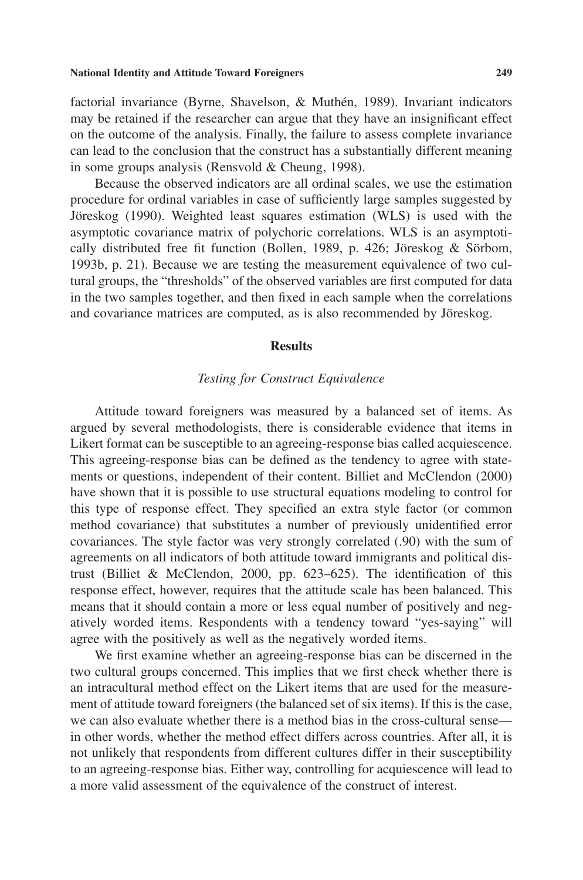factorial invariance (Byrne, Shavelson, & Muthén, 1989). Invariant indicators may be retained if the researcher can argue that they have an insignificant effect on the outcome of the analysis. Finally, the failure to assess complete invariance can lead to the conclusion that the construct has a substantially different meaning in some groups analysis (Rensvold & Cheung, 1998).

Because the observed indicators are all ordinal scales, we use the estimation procedure for ordinal variables in case of sufficiently large samples suggested by Jöreskog (1990). Weighted least squares estimation (WLS) is used with the asymptotic covariance matrix of polychoric correlations. WLS is an asymptotically distributed free fit function (Bollen, 1989, p. 426; Jöreskog & Sörbom, 1993b, p. 21). Because we are testing the measurement equivalence of two cultural groups, the "thresholds" of the observed variables are first computed for data in the two samples together, and then fixed in each sample when the correlations and covariance matrices are computed, as is also recommended by Jöreskog.

## Results

### *Testing for Construct Equivalence*

Attitude toward foreigners was measured by a balanced set of items. As argued by several methodologists, there is considerable evidence that items in Likert format can be susceptible to an agreeing-response bias called acquiescence. This agreeing-response bias can be defined as the tendency to agree with statements or questions, independent of their content. Billiet and McClendon (2000) have shown that it is possible to use structural equations modeling to control for this type of response effect. They specified an extra style factor (or common method covariance) that substitutes a number of previously unidentified error covariances. The style factor was very strongly correlated (.90) with the sum of agreements on all indicators of both attitude toward immigrants and political distrust (Billiet & McClendon, 2000, pp. 623–625). The identification of this response effect, however, requires that the attitude scale has been balanced. This means that it should contain a more or less equal number of positively and negatively worded items. Respondents with a tendency toward "yes-saying" will agree with the positively as well as the negatively worded items.

We first examine whether an agreeing-response bias can be discerned in the two cultural groups concerned. This implies that we first check whether there is an intracultural method effect on the Likert items that are used for the measurement of attitude toward foreigners (the balanced set of six items). If this is the case, we can also evaluate whether there is a method bias in the cross-cultural sense—in other words, whether the method effect differs across countries. After all, it is not unlikely that respondents from different cultures differ in their susceptibility to an agreeing-response bias. Either way, controlling for acquiescence will lead to a more valid assessment of the equivalence of the construct of interest.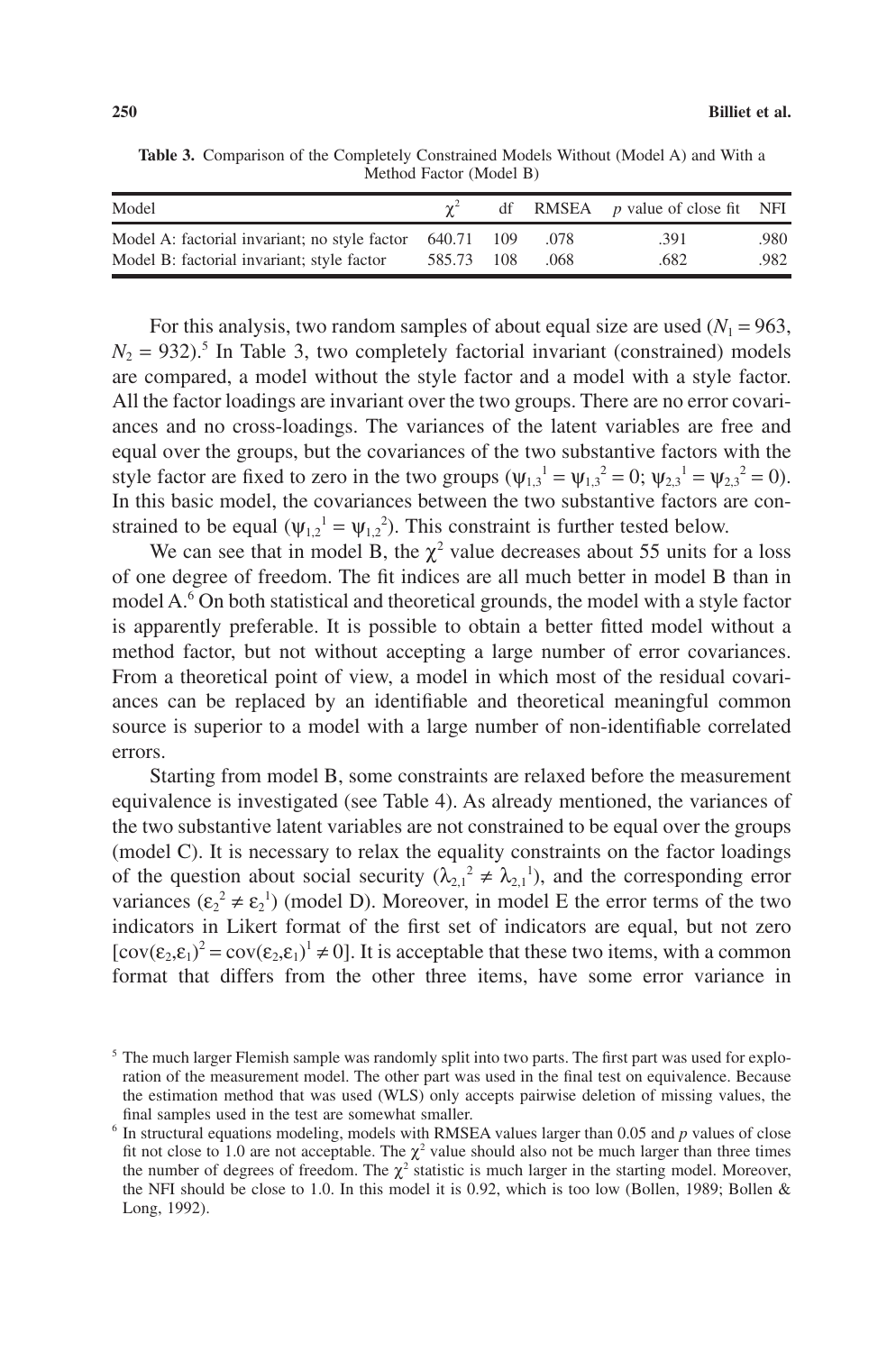**Table 3.** Comparison of the Completely Constrained Models Without (Model A) and With a Method Factor (Model B)

| Model | $\chi^2$ | df | RMSEA | *p* value of close fit | NFI |
|---|---|---|---|---|---|
| Model A: factorial invariant; no style factor | 640.71 | 109 | .078 | .391 | .980 |
| Model B: factorial invariant; style factor | 585.73 | 108 | .068 | .682 | .982 |

For this analysis, two random samples of about equal size are used ($N_1 = 963$, $N_2 = 932$).[5] In Table 3, two completely factorial invariant (constrained) models are compared, a model without the style factor and a model with a style factor. All the factor loadings are invariant over the two groups. There are no error covariances and no cross-loadings. The variances of the latent variables are free and equal over the groups, but the covariances of the two substantive factors with the style factor are fixed to zero in the two groups ($\psi_{1,3}^{1} = \psi_{1,3}^{2} = 0$; $\psi_{2,3}^{1} = \psi_{2,3}^{2} = 0$). In this basic model, the covariances between the two substantive factors are constrained to be equal ($\psi_{1,2}^{1} = \psi_{1,2}^{2}$). This constraint is further tested below.

We can see that in model B, the $\chi^2$ value decreases about 55 units for a loss of one degree of freedom. The fit indices are all much better in model B than in model A.[6] On both statistical and theoretical grounds, the model with a style factor is apparently preferable. It is possible to obtain a better fitted model without a method factor, but not without accepting a large number of error covariances. From a theoretical point of view, a model in which most of the residual covariances can be replaced by an identifiable and theoretical meaningful common source is superior to a model with a large number of non-identifiable correlated errors.

Starting from model B, some constraints are relaxed before the measurement equivalence is investigated (see Table 4). As already mentioned, the variances of the two substantive latent variables are not constrained to be equal over the groups (model C). It is necessary to relax the equality constraints on the factor loadings of the question about social security ($\lambda_{2,1}^{2} \neq \lambda_{2,1}^{1}$), and the corresponding error variances ($\varepsilon_2^{2} \neq \varepsilon_2^{1}$) (model D). Moreover, in model E the error terms of the two indicators in Likert format of the first set of indicators are equal, but not zero $[\mathrm{cov}(\varepsilon_2,\varepsilon_1)^2 = \mathrm{cov}(\varepsilon_2,\varepsilon_1)^1 \neq 0]$. It is acceptable that these two items, with a common format that differs from the other three items, have some error variance in

[5] The much larger Flemish sample was randomly split into two parts. The first part was used for exploration of the measurement model. The other part was used in the final test on equivalence. Because the estimation method that was used (WLS) only accepts pairwise deletion of missing values, the final samples used in the test are somewhat smaller.

[6] In structural equations modeling, models with RMSEA values larger than 0.05 and *p* values of close fit not close to 1.0 are not acceptable. The $\chi^2$ value should also not be much larger than three times the number of degrees of freedom. The $\chi^2$ statistic is much larger in the starting model. Moreover, the NFI should be close to 1.0. In this model it is 0.92, which is too low (Bollen, 1989; Bollen & Long, 1992).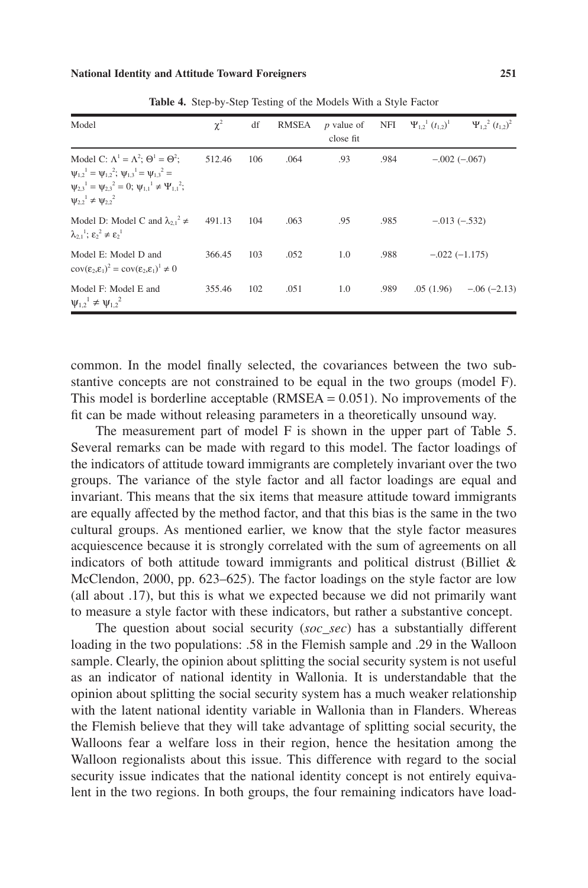**Table 4.** Step-by-Step Testing of the Models With a Style Factor

| Model | $\chi^2$ | df | RMSEA | $p$ value of close fit | NFI | $\Psi_{1,2}^{1}$ $(t_{1,2})^1$ | $\Psi_{1,2}^{2}$ $(t_{1,2})^2$ |
|---|---|---|---|---|---|---|---|
| Model C: $\Lambda^1 = \Lambda^2$; $\Theta^1 = \Theta^2$; $\psi_{1,2}^{1} = \psi_{1,2}^{2}$; $\psi_{1,3}^{1} = \psi_{1,3}^{2} = \psi_{2,3}^{1} = \psi_{2,3}^{2} = 0$; $\psi_{1,1}^{1} \neq \Psi_{1,1}^{2}$; $\psi_{2,2}^{1} \neq \psi_{2,2}^{2}$ | 512.46 | 106 | .064 | .93 | .984 | −.002 (−.067) | |
| Model D: Model C and $\lambda_{2,1}^{2} \neq \lambda_{2,1}^{1}$; $\varepsilon_2^{2} \neq \varepsilon_2^{1}$ | 491.13 | 104 | .063 | .95 | .985 | −.013 (−.532) | |
| Model E: Model D and $\text{cov}(\varepsilon_2,\varepsilon_1)^2 = \text{cov}(\varepsilon_2,\varepsilon_1)^1 \neq 0$ | 366.45 | 103 | .052 | 1.0 | .988 | −.022 (−1.175) | |
| Model F: Model E and $\psi_{1,2}^{1} \neq \psi_{1,2}^{2}$ | 355.46 | 102 | .051 | 1.0 | .989 | .05 (1.96) | −.06 (−2.13) |

common. In the model finally selected, the covariances between the two substantive concepts are not constrained to be equal in the two groups (model F). This model is borderline acceptable (RMSEA = 0.051). No improvements of the fit can be made without releasing parameters in a theoretically unsound way.

The measurement part of model F is shown in the upper part of Table 5. Several remarks can be made with regard to this model. The factor loadings of the indicators of attitude toward immigrants are completely invariant over the two groups. The variance of the style factor and all factor loadings are equal and invariant. This means that the six items that measure attitude toward immigrants are equally affected by the method factor, and that this bias is the same in the two cultural groups. As mentioned earlier, we know that the style factor measures acquiescence because it is strongly correlated with the sum of agreements on all indicators of both attitude toward immigrants and political distrust (Billiet & McClendon, 2000, pp. 623–625). The factor loadings on the style factor are low (all about .17), but this is what we expected because we did not primarily want to measure a style factor with these indicators, but rather a substantive concept.

The question about social security (*soc_sec*) has a substantially different loading in the two populations: .58 in the Flemish sample and .29 in the Walloon sample. Clearly, the opinion about splitting the social security system is not useful as an indicator of national identity in Wallonia. It is understandable that the opinion about splitting the social security system has a much weaker relationship with the latent national identity variable in Wallonia than in Flanders. Whereas the Flemish believe that they will take advantage of splitting social security, the Walloons fear a welfare loss in their region, hence the hesitation among the Walloon regionalists about this issue. This difference with regard to the social security issue indicates that the national identity concept is not entirely equivalent in the two regions. In both groups, the four remaining indicators have load-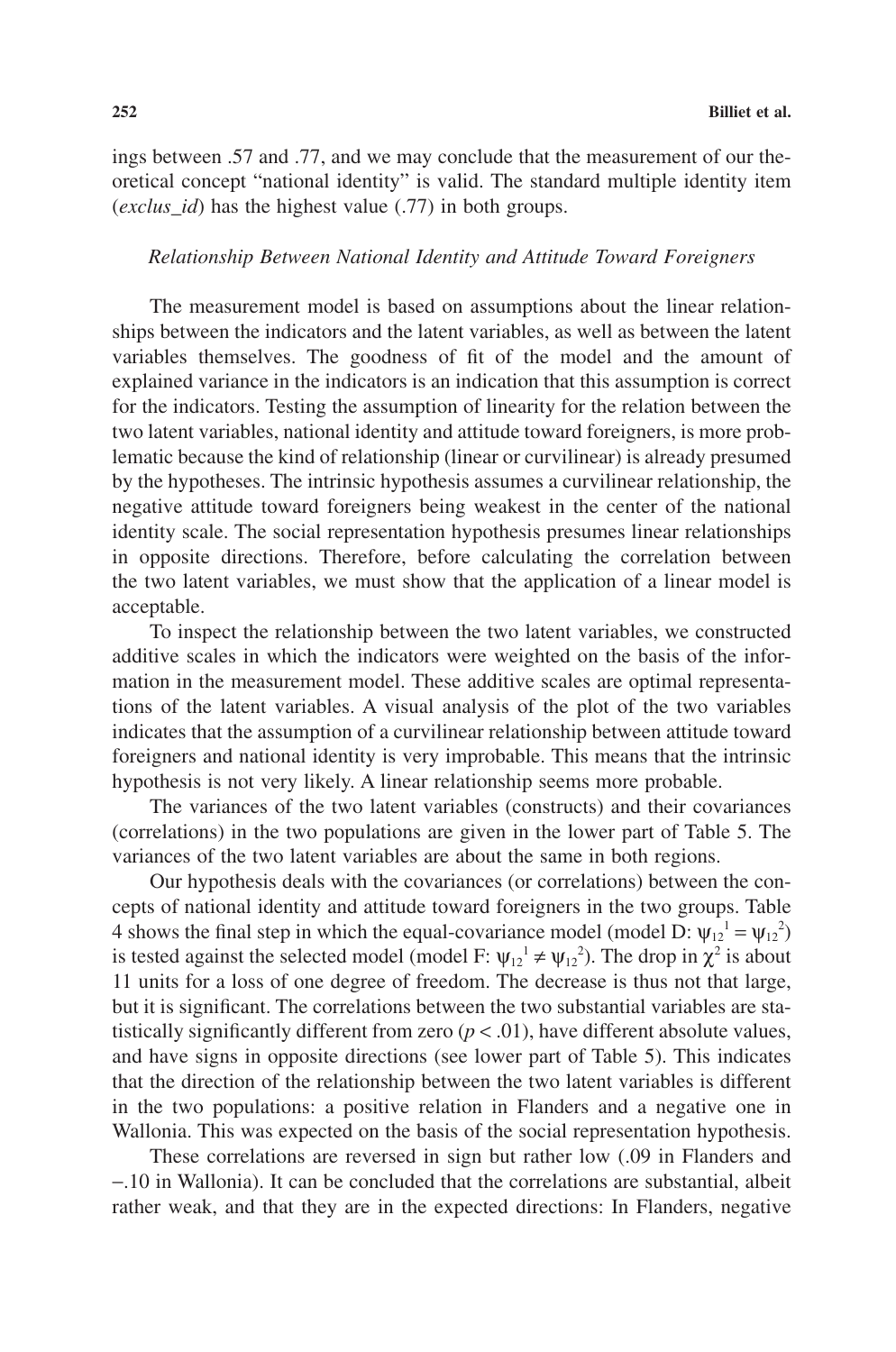ings between .57 and .77, and we may conclude that the measurement of our theoretical concept "national identity" is valid. The standard multiple identity item (*exclus_id*) has the highest value (.77) in both groups.

### *Relationship Between National Identity and Attitude Toward Foreigners*

The measurement model is based on assumptions about the linear relationships between the indicators and the latent variables, as well as between the latent variables themselves. The goodness of fit of the model and the amount of explained variance in the indicators is an indication that this assumption is correct for the indicators. Testing the assumption of linearity for the relation between the two latent variables, national identity and attitude toward foreigners, is more problematic because the kind of relationship (linear or curvilinear) is already presumed by the hypotheses. The intrinsic hypothesis assumes a curvilinear relationship, the negative attitude toward foreigners being weakest in the center of the national identity scale. The social representation hypothesis presumes linear relationships in opposite directions. Therefore, before calculating the correlation between the two latent variables, we must show that the application of a linear model is acceptable.

To inspect the relationship between the two latent variables, we constructed additive scales in which the indicators were weighted on the basis of the information in the measurement model. These additive scales are optimal representations of the latent variables. A visual analysis of the plot of the two variables indicates that the assumption of a curvilinear relationship between attitude toward foreigners and national identity is very improbable. This means that the intrinsic hypothesis is not very likely. A linear relationship seems more probable.

The variances of the two latent variables (constructs) and their covariances (correlations) in the two populations are given in the lower part of Table 5. The variances of the two latent variables are about the same in both regions.

Our hypothesis deals with the covariances (or correlations) between the concepts of national identity and attitude toward foreigners in the two groups. Table 4 shows the final step in which the equal-covariance model (model D: $\psi_{12}^{1} = \psi_{12}^{2}$) is tested against the selected model (model F: $\psi_{12}^{1} \neq \psi_{12}^{2}$). The drop in $\chi^2$ is about 11 units for a loss of one degree of freedom. The decrease is thus not that large, but it is significant. The correlations between the two substantial variables are statistically significantly different from zero ($p < .01$), have different absolute values, and have signs in opposite directions (see lower part of Table 5). This indicates that the direction of the relationship between the two latent variables is different in the two populations: a positive relation in Flanders and a negative one in Wallonia. This was expected on the basis of the social representation hypothesis.

These correlations are reversed in sign but rather low (.09 in Flanders and −.10 in Wallonia). It can be concluded that the correlations are substantial, albeit rather weak, and that they are in the expected directions: In Flanders, negative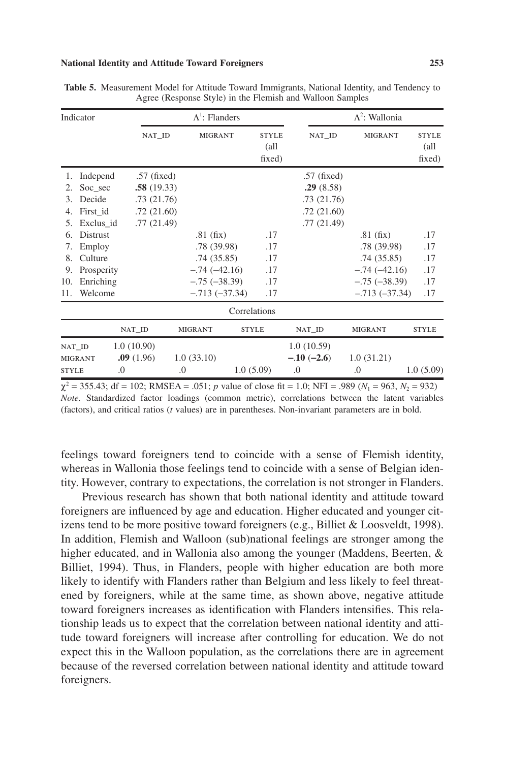**Table 5.** Measurement Model for Attitude Toward Immigrants, National Identity, and Tendency to Agree (Response Style) in the Flemish and Walloon Samples

| Indicator | $\Lambda^1$: Flanders | | | $\Lambda^2$: Wallonia | | |
|---|---|---|---|---|---|---|
| | NAT_ID | MIGRANT | STYLE (all fixed) | NAT_ID | MIGRANT | STYLE (all fixed) |
| 1. Independ | .57 (fixed) | | | .57 (fixed) | | |
| 2. Soc_sec | **.58** (19.33) | | | **.29** (8.58) | | |
| 3. Decide | .73 (21.76) | | | .73 (21.76) | | |
| 4. First_id | .72 (21.60) | | | .72 (21.60) | | |
| 5. Exclus_id | .77 (21.49) | | | .77 (21.49) | | |
| 6. Distrust | | .81 (fix) | .17 | | .81 (fix) | .17 |
| 7. Employ | | .78 (39.98) | .17 | | .78 (39.98) | .17 |
| 8. Culture | | .74 (35.85) | .17 | | .74 (35.85) | .17 |
| 9. Prosperity | | −.74 (−42.16) | .17 | | −.74 (−42.16) | .17 |
| 10. Enriching | | −.75 (−38.39) | .17 | | −.75 (−38.39) | .17 |
| 11. Welcome | | −.713 (−37.34) | .17 | | −.713 (−37.34) | .17 |
| **Correlations** | | | | | | |
| | NAT_ID | MIGRANT | STYLE | NAT_ID | MIGRANT | STYLE |
| NAT_ID | 1.0 (10.90) | | | 1.0 (10.59) | | |
| MIGRANT | **.09** (1.96) | 1.0 (33.10) | | **−.10** (**−2.6**) | 1.0 (31.21) | |
| STYLE | .0 | .0 | 1.0 (5.09) | .0 | .0 | 1.0 (5.09) |

$\chi^2 = 355.43$; df = 102; RMSEA = .051; *p* value of close fit = 1.0; NFI = .989 ($N_1 = 963$, $N_2 = 932$)
*Note.* Standardized factor loadings (common metric), correlations between the latent variables (factors), and critical ratios (*t* values) are in parentheses. Non-invariant parameters are in bold.

feelings toward foreigners tend to coincide with a sense of Flemish identity, whereas in Wallonia those feelings tend to coincide with a sense of Belgian identity. However, contrary to expectations, the correlation is not stronger in Flanders.

Previous research has shown that both national identity and attitude toward foreigners are influenced by age and education. Higher educated and younger citizens tend to be more positive toward foreigners (e.g., Billiet & Loosveldt, 1998). In addition, Flemish and Walloon (sub)national feelings are stronger among the higher educated, and in Wallonia also among the younger (Maddens, Beerten, & Billiet, 1994). Thus, in Flanders, people with higher education are both more likely to identify with Flanders rather than Belgium and less likely to feel threatened by foreigners, while at the same time, as shown above, negative attitude toward foreigners increases as identification with Flanders intensifies. This relationship leads us to expect that the correlation between national identity and attitude toward foreigners will increase after controlling for education. We do not expect this in the Walloon population, as the correlations there are in agreement because of the reversed correlation between national identity and attitude toward foreigners.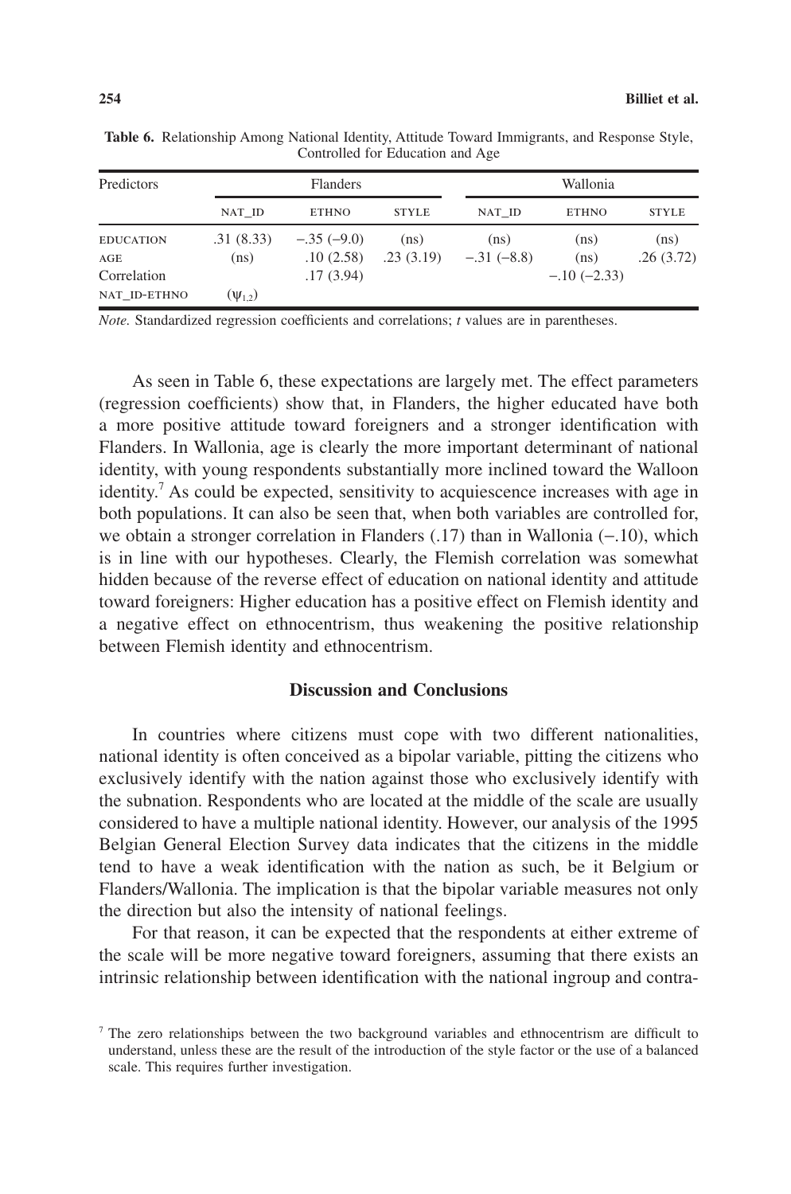**Table 6.** Relationship Among National Identity, Attitude Toward Immigrants, and Response Style, Controlled for Education and Age

| Predictors | Flanders | | | Wallonia | | |
|---|---|---|---|---|---|---|
| | NAT_ID | ETHNO | STYLE | NAT_ID | ETHNO | STYLE |
| EDUCATION | .31 (8.33) | −.35 (−9.0) | (ns) | (ns) | (ns) | (ns) |
| AGE | (ns) | .10 (2.58) | .23 (3.19) | −.31 (−8.8) | (ns) | .26 (3.72) |
| Correlation | | .17 (3.94) | | | −.10 (−2.33) | |
| NAT_ID-ETHNO | ($\psi_{1,2}$) | | | | | |

*Note.* Standardized regression coefficients and correlations; *t* values are in parentheses.

As seen in Table 6, these expectations are largely met. The effect parameters (regression coefficients) show that, in Flanders, the higher educated have both a more positive attitude toward foreigners and a stronger identification with Flanders. In Wallonia, age is clearly the more important determinant of national identity, with young respondents substantially more inclined toward the Walloon identity.[7] As could be expected, sensitivity to acquiescence increases with age in both populations. It can also be seen that, when both variables are controlled for, we obtain a stronger correlation in Flanders (.17) than in Wallonia (−.10), which is in line with our hypotheses. Clearly, the Flemish correlation was somewhat hidden because of the reverse effect of education on national identity and attitude toward foreigners: Higher education has a positive effect on Flemish identity and a negative effect on ethnocentrism, thus weakening the positive relationship between Flemish identity and ethnocentrism.

## Discussion and Conclusions

In countries where citizens must cope with two different nationalities, national identity is often conceived as a bipolar variable, pitting the citizens who exclusively identify with the nation against those who exclusively identify with the subnation. Respondents who are located at the middle of the scale are usually considered to have a multiple national identity. However, our analysis of the 1995 Belgian General Election Survey data indicates that the citizens in the middle tend to have a weak identification with the nation as such, be it Belgium or Flanders/Wallonia. The implication is that the bipolar variable measures not only the direction but also the intensity of national feelings.

For that reason, it can be expected that the respondents at either extreme of the scale will be more negative toward foreigners, assuming that there exists an intrinsic relationship between identification with the national ingroup and contra-

[7] The zero relationships between the two background variables and ethnocentrism are difficult to understand, unless these are the result of the introduction of the style factor or the use of a balanced scale. This requires further investigation.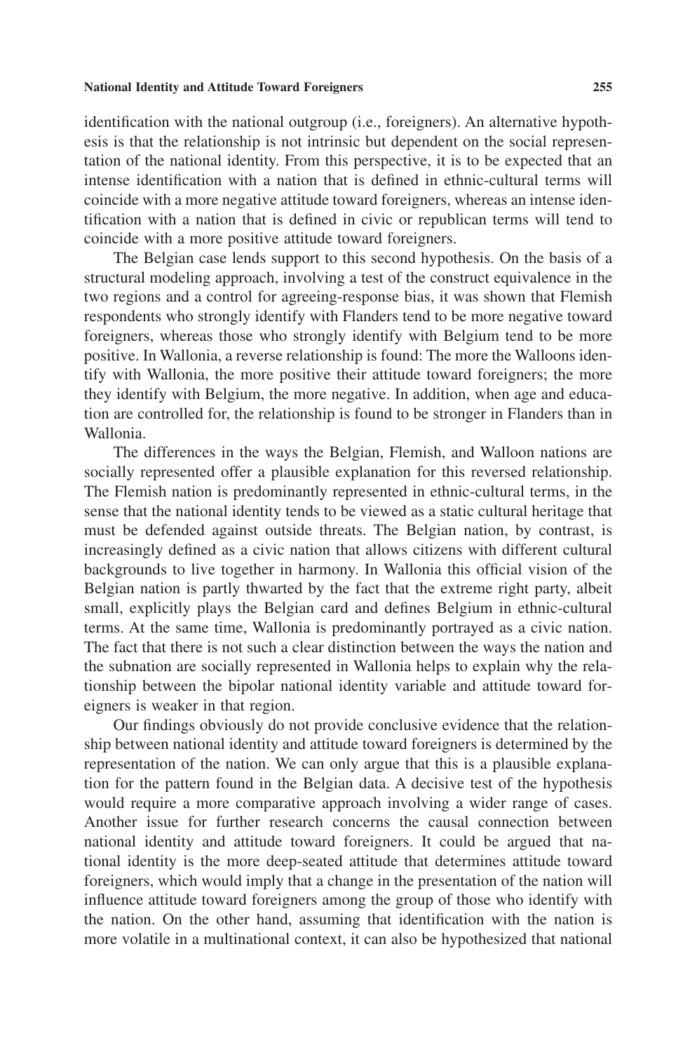identification with the national outgroup (i.e., foreigners). An alternative hypothesis is that the relationship is not intrinsic but dependent on the social representation of the national identity. From this perspective, it is to be expected that an intense identification with a nation that is defined in ethnic-cultural terms will coincide with a more negative attitude toward foreigners, whereas an intense identification with a nation that is defined in civic or republican terms will tend to coincide with a more positive attitude toward foreigners.

The Belgian case lends support to this second hypothesis. On the basis of a structural modeling approach, involving a test of the construct equivalence in the two regions and a control for agreeing-response bias, it was shown that Flemish respondents who strongly identify with Flanders tend to be more negative toward foreigners, whereas those who strongly identify with Belgium tend to be more positive. In Wallonia, a reverse relationship is found: The more the Walloons identify with Wallonia, the more positive their attitude toward foreigners; the more they identify with Belgium, the more negative. In addition, when age and education are controlled for, the relationship is found to be stronger in Flanders than in Wallonia.

The differences in the ways the Belgian, Flemish, and Walloon nations are socially represented offer a plausible explanation for this reversed relationship. The Flemish nation is predominantly represented in ethnic-cultural terms, in the sense that the national identity tends to be viewed as a static cultural heritage that must be defended against outside threats. The Belgian nation, by contrast, is increasingly defined as a civic nation that allows citizens with different cultural backgrounds to live together in harmony. In Wallonia this official vision of the Belgian nation is partly thwarted by the fact that the extreme right party, albeit small, explicitly plays the Belgian card and defines Belgium in ethnic-cultural terms. At the same time, Wallonia is predominantly portrayed as a civic nation. The fact that there is not such a clear distinction between the ways the nation and the subnation are socially represented in Wallonia helps to explain why the relationship between the bipolar national identity variable and attitude toward foreigners is weaker in that region.

Our findings obviously do not provide conclusive evidence that the relationship between national identity and attitude toward foreigners is determined by the representation of the nation. We can only argue that this is a plausible explanation for the pattern found in the Belgian data. A decisive test of the hypothesis would require a more comparative approach involving a wider range of cases. Another issue for further research concerns the causal connection between national identity and attitude toward foreigners. It could be argued that national identity is the more deep-seated attitude that determines attitude toward foreigners, which would imply that a change in the presentation of the nation will influence attitude toward foreigners among the group of those who identify with the nation. On the other hand, assuming that identification with the nation is more volatile in a multinational context, it can also be hypothesized that national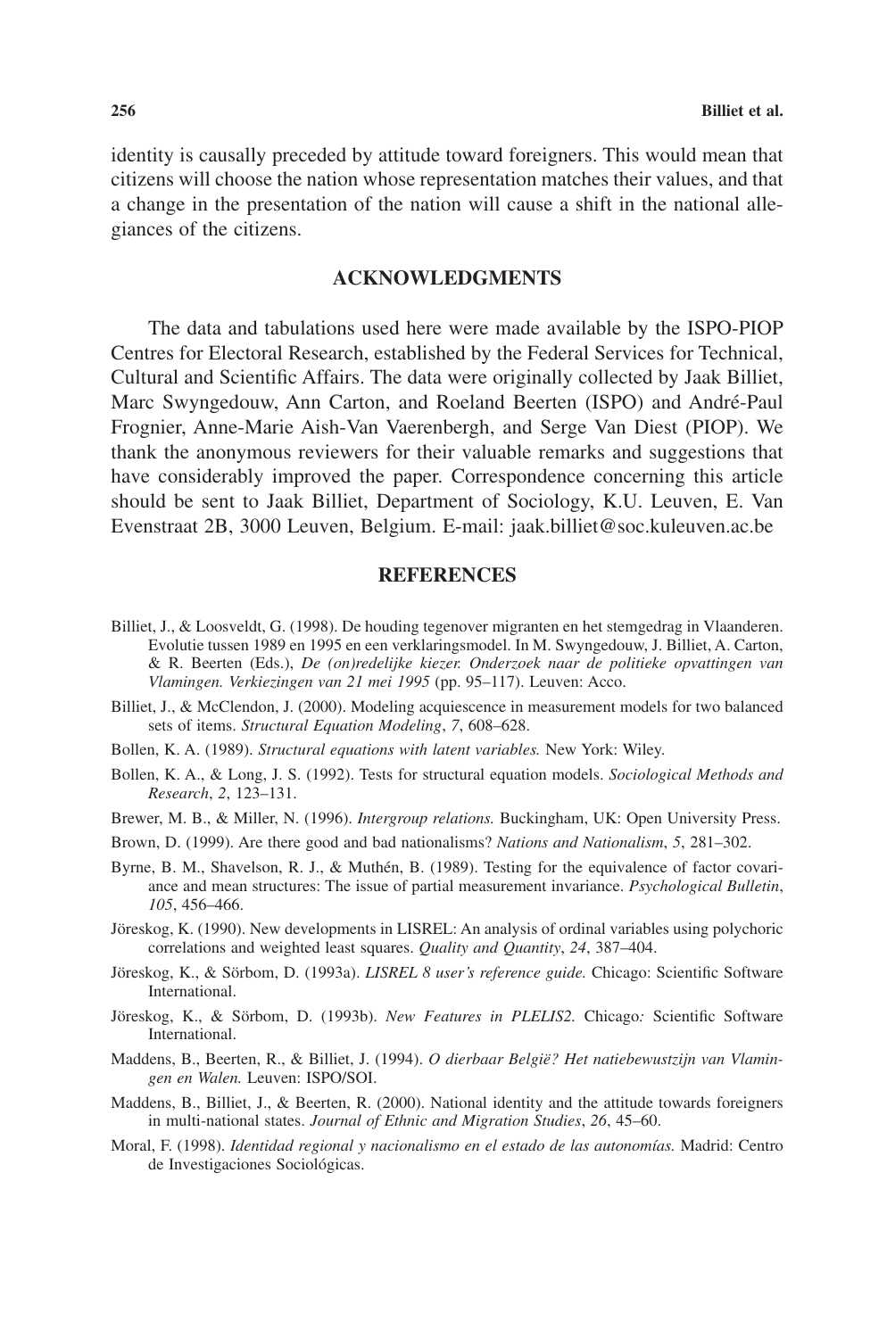identity is causally preceded by attitude toward foreigners. This would mean that citizens will choose the nation whose representation matches their values, and that a change in the presentation of the nation will cause a shift in the national allegiances of the citizens.

## ACKNOWLEDGMENTS

The data and tabulations used here were made available by the ISPO-PIOP Centres for Electoral Research, established by the Federal Services for Technical, Cultural and Scientific Affairs. The data were originally collected by Jaak Billiet, Marc Swyngedouw, Ann Carton, and Roeland Beerten (ISPO) and André-Paul Frognier, Anne-Marie Aish-Van Vaerenbergh, and Serge Van Diest (PIOP). We thank the anonymous reviewers for their valuable remarks and suggestions that have considerably improved the paper. Correspondence concerning this article should be sent to Jaak Billiet, Department of Sociology, K.U. Leuven, E. Van Evenstraat 2B, 3000 Leuven, Belgium. E-mail: jaak.billiet@soc.kuleuven.ac.be

## REFERENCES

Billiet, J., & Loosveldt, G. (1998). De houding tegenover migranten en het stemgedrag in Vlaanderen. Evolutie tussen 1989 en 1995 en een verklaringsmodel. In M. Swyngedouw, J. Billiet, A. Carton, & R. Beerten (Eds.), *De (on)redelijke kiezer. Onderzoek naar de politieke opvattingen van Vlamingen. Verkiezingen van 21 mei 1995* (pp. 95–117). Leuven: Acco.

Billiet, J., & McClendon, J. (2000). Modeling acquiescence in measurement models for two balanced sets of items. *Structural Equation Modeling*, *7*, 608–628.

Bollen, K. A. (1989). *Structural equations with latent variables.* New York: Wiley.

Bollen, K. A., & Long, J. S. (1992). Tests for structural equation models. *Sociological Methods and Research*, *2*, 123–131.

Brewer, M. B., & Miller, N. (1996). *Intergroup relations.* Buckingham, UK: Open University Press.

Brown, D. (1999). Are there good and bad nationalisms? *Nations and Nationalism*, *5*, 281–302.

Byrne, B. M., Shavelson, R. J., & Muthén, B. (1989). Testing for the equivalence of factor covariance and mean structures: The issue of partial measurement invariance. *Psychological Bulletin*, *105*, 456–466.

Jöreskog, K. (1990). New developments in LISREL: An analysis of ordinal variables using polychoric correlations and weighted least squares. *Quality and Quantity*, *24*, 387–404.

Jöreskog, K., & Sörbom, D. (1993a). *LISREL 8 user's reference guide.* Chicago: Scientific Software International.

Jöreskog, K., & Sörbom, D. (1993b). *New Features in PLELIS2.* Chicago*:* Scientific Software International.

Maddens, B., Beerten, R., & Billiet, J. (1994). *O dierbaar België? Het natiebewustzijn van Vlamingen en Walen.* Leuven: ISPO/SOI.

Maddens, B., Billiet, J., & Beerten, R. (2000). National identity and the attitude towards foreigners in multi-national states. *Journal of Ethnic and Migration Studies*, *26*, 45–60.

Moral, F. (1998). *Identidad regional y nacionalismo en el estado de las autonomías.* Madrid: Centro de Investigaciones Sociológicas.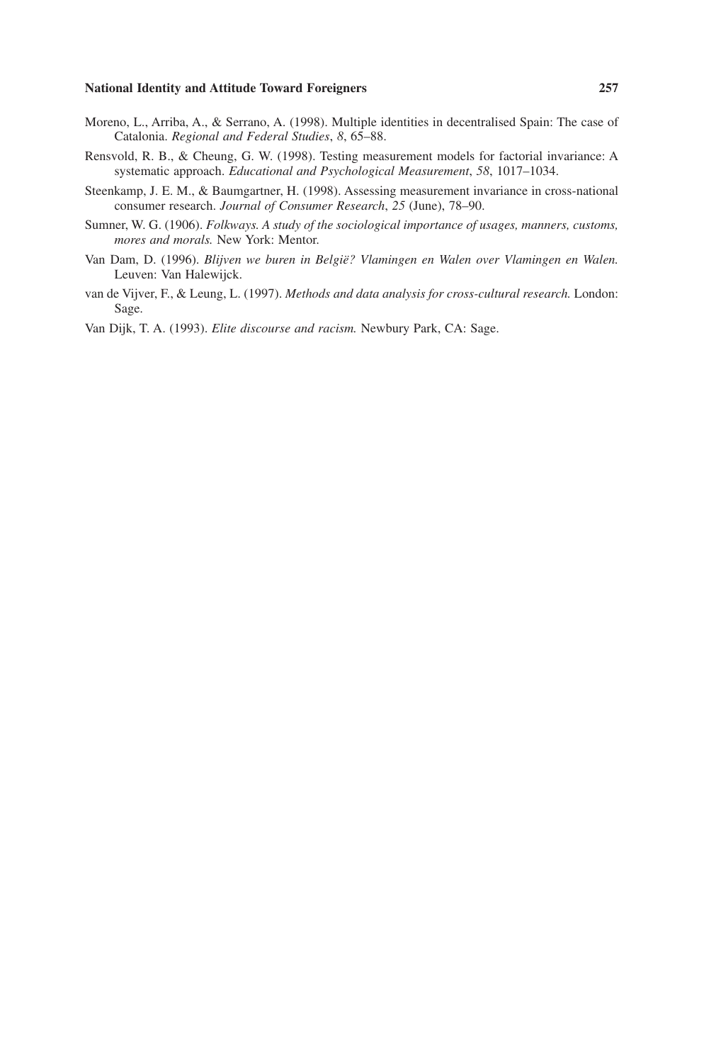Moreno, L., Arriba, A., & Serrano, A. (1998). Multiple identities in decentralised Spain: The case of Catalonia. *Regional and Federal Studies*, *8*, 65–88.

Rensvold, R. B., & Cheung, G. W. (1998). Testing measurement models for factorial invariance: A systematic approach. *Educational and Psychological Measurement*, *58*, 1017–1034.

Steenkamp, J. E. M., & Baumgartner, H. (1998). Assessing measurement invariance in cross-national consumer research. *Journal of Consumer Research*, *25* (June), 78–90.

Sumner, W. G. (1906). *Folkways. A study of the sociological importance of usages, manners, customs, mores and morals.* New York: Mentor.

Van Dam, D. (1996). *Blijven we buren in België? Vlamingen en Walen over Vlamingen en Walen.* Leuven: Van Halewijck.

van de Vijver, F., & Leung, L. (1997). *Methods and data analysis for cross-cultural research.* London: Sage.

Van Dijk, T. A. (1993). *Elite discourse and racism.* Newbury Park, CA: Sage.